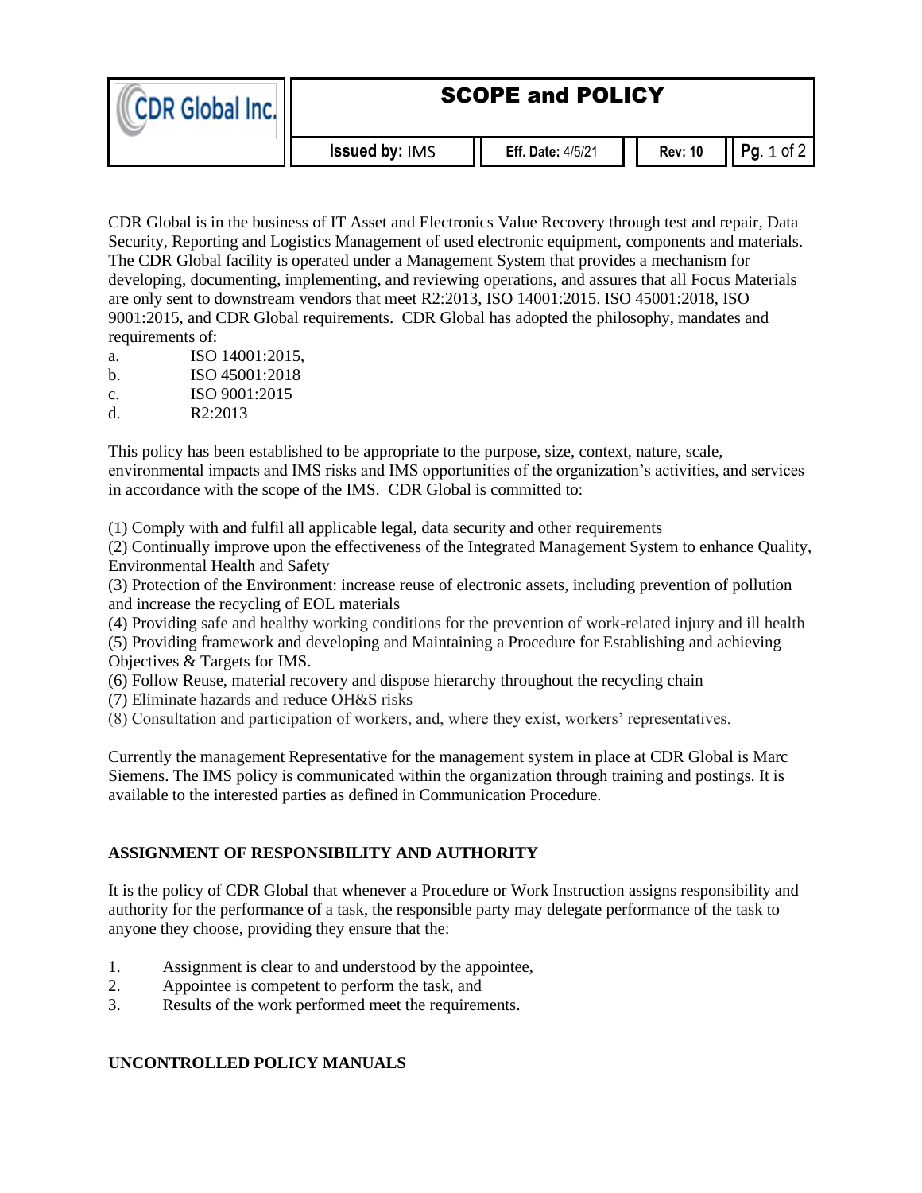# SCOPE and POLICY

| CDR Global Inc. | Issued by: IMS | Eff. Date: 4/5/21 | Rev: 10 |
|---|---|---|---|

CDR Global is in the business of IT Asset and Electronics Value Recovery through test and repair, Data Security, Reporting and Logistics Management of used electronic equipment, components and materials. The CDR Global facility is operated under a Management System that provides a mechanism for developing, documenting, implementing, and reviewing operations, and assures that all Focus Materials are only sent to downstream vendors that meet R2:2013, ISO 14001:2015. ISO 45001:2018, ISO 9001:2015, and CDR Global requirements. CDR Global has adopted the philosophy, mandates and requirements of:

a. ISO 14001:2015,
b. ISO 45001:2018
c. ISO 9001:2015
d. R2:2013

This policy has been established to be appropriate to the purpose, size, context, nature, scale, environmental impacts and IMS risks and IMS opportunities of the organization's activities, and services in accordance with the scope of the IMS. CDR Global is committed to:

(1) Comply with and fulfil all applicable legal, data security and other requirements
(2) Continually improve upon the effectiveness of the Integrated Management System to enhance Quality, Environmental Health and Safety
(3) Protection of the Environment: increase reuse of electronic assets, including prevention of pollution and increase the recycling of EOL materials
(4) Providing safe and healthy working conditions for the prevention of work-related injury and ill health
(5) Providing framework and developing and Maintaining a Procedure for Establishing and achieving Objectives & Targets for IMS.
(6) Follow Reuse, material recovery and dispose hierarchy throughout the recycling chain
(7) Eliminate hazards and reduce OH&S risks
(8) Consultation and participation of workers, and, where they exist, workers' representatives.

Currently the management Representative for the management system in place at CDR Global is Marc Siemens. The IMS policy is communicated within the organization through training and postings. It is available to the interested parties as defined in Communication Procedure.

## ASSIGNMENT OF RESPONSIBILITY AND AUTHORITY

It is the policy of CDR Global that whenever a Procedure or Work Instruction assigns responsibility and authority for the performance of a task, the responsible party may delegate performance of the task to anyone they choose, providing they ensure that the:

1. Assignment is clear to and understood by the appointee,
2. Appointee is competent to perform the task, and
3. Results of the work performed meet the requirements.

## UNCONTROLLED POLICY MANUALS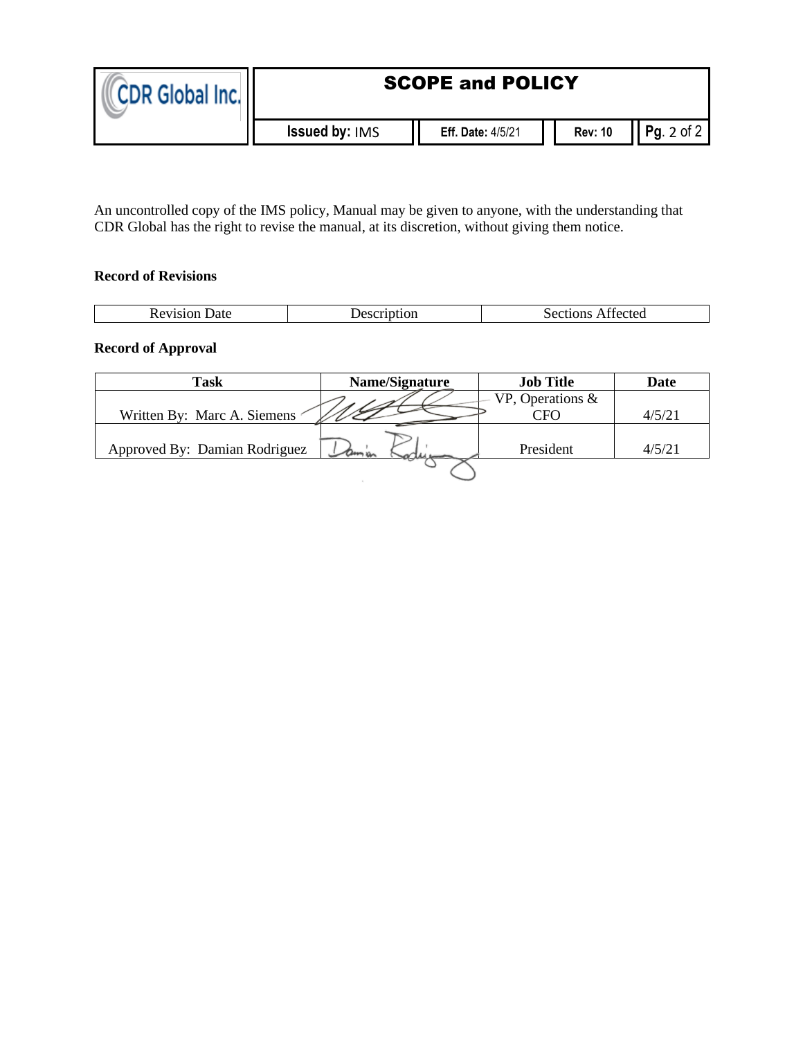An uncontrolled copy of the IMS policy, Manual may be given to anyone, with the understanding that CDR Global has the right to revise the manual, at its discretion, without giving them notice.

**Record of Revisions**

| Revision Date | Description | Sections Affected |
|---|---|---|

**Record of Approval**

| Task | Name/Signature | Job Title | Date |
|---|---|---|---|
| Written By: Marc A. Siemens | | VP, Operations & CFO | 4/5/21 |
| Approved By: Damian Rodriguez | | President | 4/5/21 |